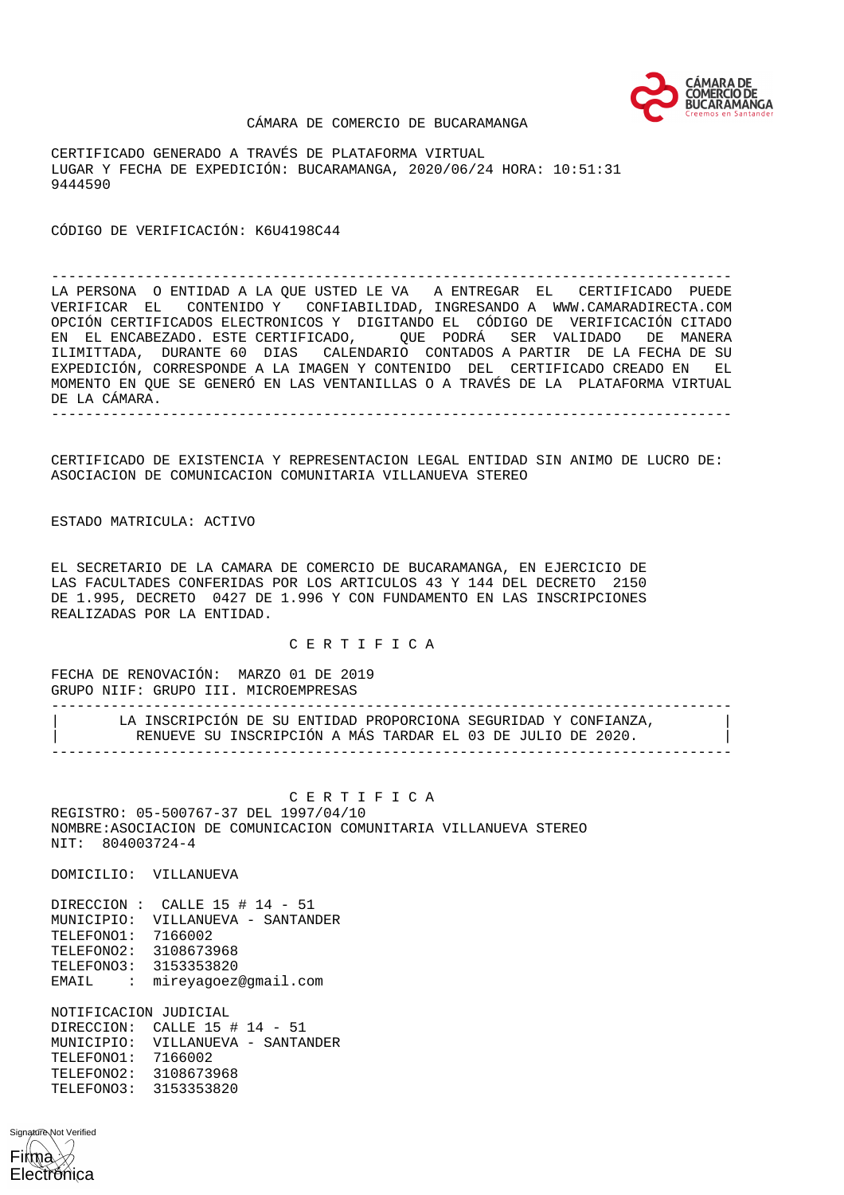CÁMARA DE COMERCIO DE BUCARAMANGA

CERTIFICADO GENERADO A TRAVÉS DE PLATAFORMA VIRTUAL
LUGAR Y FECHA DE EXPEDICIÓN: BUCARAMANGA, 2020/06/24 HORA: 10:51:31
9444590

CÓDIGO DE VERIFICACIÓN: K6U4198C44

---

LA PERSONA O ENTIDAD A LA QUE USTED LE VA A ENTREGAR EL CERTIFICADO PUEDE VERIFICAR EL CONTENIDO Y CONFIABILIDAD, INGRESANDO A WWW.CAMARADIRECTA.COM OPCIÓN CERTIFICADOS ELECTRONICOS Y DIGITANDO EL CÓDIGO DE VERIFICACIÓN CITADO EN EL ENCABEZADO. ESTE CERTIFICADO, QUE PODRÁ SER VALIDADO DE MANERA ILIMITTADA, DURANTE 60 DIAS CALENDARIO CONTADOS A PARTIR DE LA FECHA DE SU EXPEDICIÓN, CORRESPONDE A LA IMAGEN Y CONTENIDO DEL CERTIFICADO CREADO EN EL MOMENTO EN QUE SE GENERÓ EN LAS VENTANILLAS O A TRAVÉS DE LA PLATAFORMA VIRTUAL DE LA CÁMARA.

---

CERTIFICADO DE EXISTENCIA Y REPRESENTACION LEGAL ENTIDAD SIN ANIMO DE LUCRO DE:
ASOCIACION DE COMUNICACION COMUNITARIA VILLANUEVA STEREO

ESTADO MATRICULA: ACTIVO

EL SECRETARIO DE LA CAMARA DE COMERCIO DE BUCARAMANGA, EN EJERCICIO DE LAS FACULTADES CONFERIDAS POR LOS ARTICULOS 43 Y 144 DEL DECRETO 2150 DE 1.995, DECRETO 0427 DE 1.996 Y CON FUNDAMENTO EN LAS INSCRIPCIONES REALIZADAS POR LA ENTIDAD.

C E R T I F I C A

FECHA DE RENOVACIÓN: MARZO 01 DE 2019
GRUPO NIIF: GRUPO III. MICROEMPRESAS

---

LA INSCRIPCIÓN DE SU ENTIDAD PROPORCIONA SEGURIDAD Y CONFIANZA,
RENUEVE SU INSCRIPCIÓN A MÁS TARDAR EL 03 DE JULIO DE 2020.

---

C E R T I F I C A

REGISTRO: 05-500767-37 DEL 1997/04/10
NOMBRE:ASOCIACION DE COMUNICACION COMUNITARIA VILLANUEVA STEREO
NIT: 804003724-4

DOMICILIO: VILLANUEVA

DIRECCION : CALLE 15 # 14 - 51
MUNICIPIO: VILLANUEVA - SANTANDER
TELEFONO1: 7166002
TELEFONO2: 3108673968
TELEFONO3: 3153353820
EMAIL : mireyagoez@gmail.com

NOTIFICACION JUDICIAL
DIRECCION: CALLE 15 # 14 - 51
MUNICIPIO: VILLANUEVA - SANTANDER
TELEFONO1: 7166002
TELEFONO2: 3108673968
TELEFONO3: 3153353820

Signature Not Verified
Firma Electrónica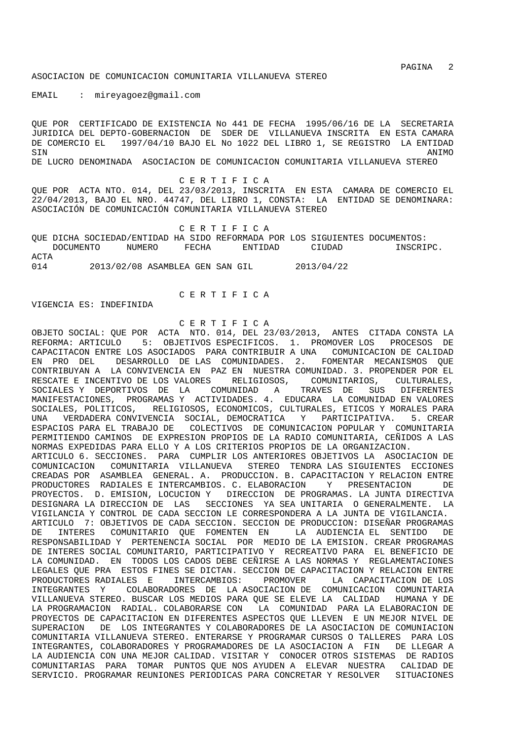ASOCIACION DE COMUNICACION COMUNITARIA VILLANUEVA STEREO

EMAIL : mireyagoez@gmail.com

QUE POR CERTIFICADO DE EXISTENCIA No 441 DE FECHA 1995/06/16 DE LA SECRETARIA JURIDICA DEL DEPTO-GOBERNACION DE SDER DE VILLANUEVA INSCRITA EN ESTA CAMARA DE COMERCIO EL 1997/04/10 BAJO EL No 1022 DEL LIBRO 1, SE REGISTRO LA ENTIDAD SIN ANIMO DE LUCRO DENOMINADA ASOCIACION DE COMUNICACION COMUNITARIA VILLANUEVA STEREO

C E R T I F I C A

QUE POR ACTA NTO. 014, DEL 23/03/2013, INSCRITA EN ESTA CAMARA DE COMERCIO EL 22/04/2013, BAJO EL NRO. 44747, DEL LIBRO 1, CONSTA: LA ENTIDAD SE DENOMINARA: ASOCIACIÓN DE COMUNICACIÓN COMUNITARIA VILLANUEVA STEREO

C E R T I F I C A

QUE DICHA SOCIEDAD/ENTIDAD HA SIDO REFORMADA POR LOS SIGUIENTES DOCUMENTOS:

| DOCUMENTO | NUMERO | FECHA | ENTIDAD | CIUDAD | INSCRIPC. |
|---|---|---|---|---|---|
| ACTA | | | | | |
| 014 | | 2013/02/08 | ASAMBLEA GEN | SAN GIL | 2013/04/22 |

C E R T I F I C A

VIGENCIA ES: INDEFINIDA

C E R T I F I C A

OBJETO SOCIAL: QUE POR ACTA NTO. 014, DEL 23/03/2013, ANTES CITADA CONSTA LA REFORMA: ARTICULO 5: OBJETIVOS ESPECIFICOS. 1. PROMOVER LOS PROCESOS DE CAPACITACON ENTRE LOS ASOCIADOS PARA CONTRIBUIR A UNA COMUNICACION DE CALIDAD EN PRO DEL DESARROLLO DE LAS COMUNIDADES. 2. FOMENTAR MECANISMOS QUE CONTRIBUYAN A LA CONVIVENCIA EN PAZ EN NUESTRA COMUNIDAD. 3. PROPENDER POR EL RESCATE E INCENTIVO DE LOS VALORES RELIGIOSOS, COMUNITARIOS, CULTURALES, SOCIALES Y DEPORTIVOS DE LA COMUNIDAD A TRAVES DE SUS DIFERENTES MANIFESTACIONES, PROGRAMAS Y ACTIVIDADES. 4. EDUCARA LA COMUNIDAD EN VALORES SOCIALES, POLITICOS, RELIGIOSOS, ECONOMICOS, CULTURALES, ETICOS Y MORALES PARA UNA VERDADERA CONVIVENCIA SOCIAL, DEMOCRATICA Y PARTICIPATIVA. 5. CREAR ESPACIOS PARA EL TRABAJO DE COLECTIVOS DE COMUNICACION POPULAR Y COMUNITARIA PERMITIENDO CAMINOS DE EXPRESION PROPIOS DE LA RADIO COMUNITARIA, CEÑIDOS A LAS NORMAS EXPEDIDAS PARA ELLO Y A LOS CRITERIOS PROPIOS DE LA ORGANIZACION.
ARTICULO 6. SECCIONES. PARA CUMPLIR LOS ANTERIORES OBJETIVOS LA ASOCIACION DE COMUNICACION COMUNITARIA VILLANUEVA STEREO TENDRA LAS SIGUIENTES ECCIONES CREADAS POR ASAMBLEA GENERAL. A. PRODUCCION. B. CAPACITACION Y RELACION ENTRE PRODUCTORES RADIALES E INTERCAMBIOS. C. ELABORACION Y PRESENTACION DE PROYECTOS. D. EMISION, LOCUCION Y DIRECCION DE PROGRAMAS. LA JUNTA DIRECTIVA DESIGNARA LA DIRECCION DE LAS SECCIONES YA SEA UNITARIA O GENERALMENTE. LA VIGILANCIA Y CONTROL DE CADA SECCION LE CORRESPONDERA A LA JUNTA DE VIGILANCIA.
ARTICULO 7: OBJETIVOS DE CADA SECCION. SECCION DE PRODUCCION: DISEÑAR PROGRAMAS DE INTERES COMUNITARIO QUE FOMENTEN EN LA AUDIENCIA EL SENTIDO DE RESPONSABILIDAD Y PERTENENCIA SOCIAL POR MEDIO DE LA EMISION. CREAR PROGRAMAS DE INTERES SOCIAL COMUNITARIO, PARTICIPATIVO Y RECREATIVO PARA EL BENEFICIO DE LA COMUNIDAD. EN TODOS LOS CADOS DEBE CEÑIRSE A LAS NORMAS Y REGLAMENTACIONES LEGALES QUE PRA ESTOS FINES SE DICTAN. SECCION DE CAPACITACION Y RELACION ENTRE PRODUCTORES RADIALES E INTERCAMBIOS: PROMOVER LA CAPACITACION DE LOS INTEGRANTES Y COLABORADORES DE LA ASOCIACION DE COMUNICACION COMUNITARIA VILLANUEVA STEREO. BUSCAR LOS MEDIOS PARA QUE SE ELEVE LA CALIDAD HUMANA Y DE LA PROGRAMACION RADIAL. COLABORARSE CON LA COMUNIDAD PARA LA ELABORACION DE PROYECTOS DE CAPACITACION EN DIFERENTES ASPECTOS QUE LLEVEN E UN MEJOR NIVEL DE SUPERACION DE LOS INTEGRANTES Y COLABORADORES DE LA ASOCIACION DE COMUNIACION COMUNITARIA VILLANUEVA STEREO. ENTERARSE Y PROGRAMAR CURSOS O TALLERES PARA LOS INTEGRANTES, COLABORADORES Y PROGRAMADORES DE LA ASOCIACION A FIN DE LLEGAR A LA AUDIENCIA CON UNA MEJOR CALIDAD. VISITAR Y CONOCER OTROS SISTEMAS DE RADIOS COMUNITARIAS PARA TOMAR PUNTOS QUE NOS AYUDEN A ELEVAR NUESTRA CALIDAD DE SERVICIO. PROGRAMAR REUNIONES PERIODICAS PARA CONCRETAR Y RESOLVER SITUACIONES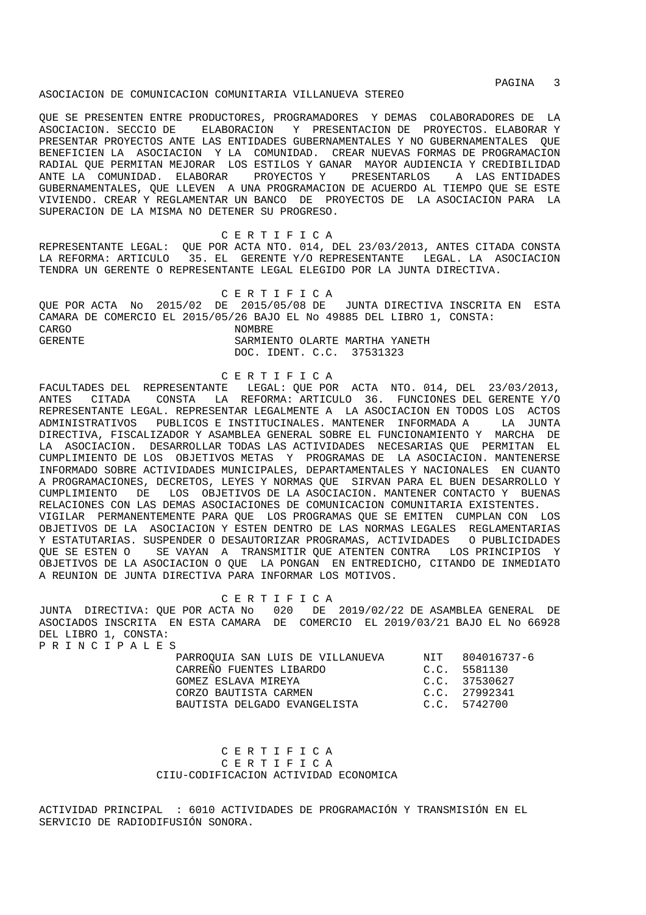ASOCIACION DE COMUNICACION COMUNITARIA VILLANUEVA STEREO

QUE SE PRESENTEN ENTRE PRODUCTORES, PROGRAMADORES Y DEMAS COLABORADORES DE LA ASOCIACION. SECCIO DE ELABORACION Y PRESENTACION DE PROYECTOS. ELABORAR Y PRESENTAR PROYECTOS ANTE LAS ENTIDADES GUBERNAMENTALES Y NO GUBERNAMENTALES QUE BENEFICIEN LA ASOCIACION Y LA COMUNIDAD. CREAR NUEVAS FORMAS DE PROGRAMACION RADIAL QUE PERMITAN MEJORAR LOS ESTILOS Y GANAR MAYOR AUDIENCIA Y CREDIBILIDAD ANTE LA COMUNIDAD. ELABORAR PROYECTOS Y PRESENTARLOS A LAS ENTIDADES GUBERNAMENTALES, QUE LLEVEN A UNA PROGRAMACION DE ACUERDO AL TIEMPO QUE SE ESTE VIVIENDO. CREAR Y REGLAMENTAR UN BANCO DE PROYECTOS DE LA ASOCIACION PARA LA SUPERACION DE LA MISMA NO DETENER SU PROGRESO.

C E R T I F I C A

REPRESENTANTE LEGAL: QUE POR ACTA NTO. 014, DEL 23/03/2013, ANTES CITADA CONSTA LA REFORMA: ARTICULO 35. EL GERENTE Y/O REPRESENTANTE LEGAL. LA ASOCIACION TENDRA UN GERENTE O REPRESENTANTE LEGAL ELEGIDO POR LA JUNTA DIRECTIVA.

C E R T I F I C A

QUE POR ACTA No 2015/02 DE 2015/05/08 DE JUNTA DIRECTIVA INSCRITA EN ESTA CAMARA DE COMERCIO EL 2015/05/26 BAJO EL No 49885 DEL LIBRO 1, CONSTA:

| CARGO | NOMBRE |
|---|---|
| GERENTE | SARMIENTO OLARTE MARTHA YANETH<br>DOC. IDENT. C.C. 37531323 |

C E R T I F I C A

FACULTADES DEL REPRESENTANTE LEGAL: QUE POR ACTA NTO. 014, DEL 23/03/2013, ANTES CITADA CONSTA LA REFORMA: ARTICULO 36. FUNCIONES DEL GERENTE Y/O REPRESENTANTE LEGAL. REPRESENTAR LEGALMENTE A LA ASOCIACION EN TODOS LOS ACTOS ADMINISTRATIVOS PUBLICOS E INSTITUCINALES. MANTENER INFORMADA A LA JUNTA DIRECTIVA, FISCALIZADOR Y ASAMBLEA GENERAL SOBRE EL FUNCIONAMIENTO Y MARCHA DE LA ASOCIACION. DESARROLLAR TODAS LAS ACTIVIDADES NECESARIAS QUE PERMITAN EL CUMPLIMIENTO DE LOS OBJETIVOS METAS Y PROGRAMAS DE LA ASOCIACION. MANTENERSE INFORMADO SOBRE ACTIVIDADES MUNICIPALES, DEPARTAMENTALES Y NACIONALES EN CUANTO A PROGRAMACIONES, DECRETOS, LEYES Y NORMAS QUE SIRVAN PARA EL BUEN DESARROLLO Y CUMPLIMIENTO DE LOS OBJETIVOS DE LA ASOCIACION. MANTENER CONTACTO Y BUENAS RELACIONES CON LAS DEMAS ASOCIACIONES DE COMUNICACION COMUNITARIA EXISTENTES. VIGILAR PERMANENTEMENTE PARA QUE LOS PROGRAMAS QUE SE EMITEN CUMPLAN CON LOS OBJETIVOS DE LA ASOCIACION Y ESTEN DENTRO DE LAS NORMAS LEGALES REGLAMENTARIAS Y ESTATUTARIAS. SUSPENDER O DESAUTORIZAR PROGRAMAS, ACTIVIDADES O PUBLICIDADES QUE SE ESTEN O SE VAYAN A TRANSMITIR QUE ATENTEN CONTRA LOS PRINCIPIOS Y OBJETIVOS DE LA ASOCIACION O QUE LA PONGAN EN ENTREDICHO, CITANDO DE INMEDIATO A REUNION DE JUNTA DIRECTIVA PARA INFORMAR LOS MOTIVOS.

C E R T I F I C A

JUNTA DIRECTIVA: QUE POR ACTA No 020 DE 2019/02/22 DE ASAMBLEA GENERAL DE ASOCIADOS INSCRITA EN ESTA CAMARA DE COMERCIO EL 2019/03/21 BAJO EL No 66928 DEL LIBRO 1, CONSTA:

P R I N C I P A L E S

| NOMBRE | DOC. |
|---|---|
| PARROQUIA SAN LUIS DE VILLANUEVA | NIT 804016737-6 |
| CARREÑO FUENTES LIBARDO | C.C. 5581130 |
| GOMEZ ESLAVA MIREYA | C.C. 37530627 |
| CORZO BAUTISTA CARMEN | C.C. 27992341 |
| BAUTISTA DELGADO EVANGELISTA | C.C. 5742700 |

C E R T I F I C A

C E R T I F I C A

CIIU-CODIFICACION ACTIVIDAD ECONOMICA

ACTIVIDAD PRINCIPAL : 6010 ACTIVIDADES DE PROGRAMACIÓN Y TRANSMISIÓN EN EL SERVICIO DE RADIODIFUSIÓN SONORA.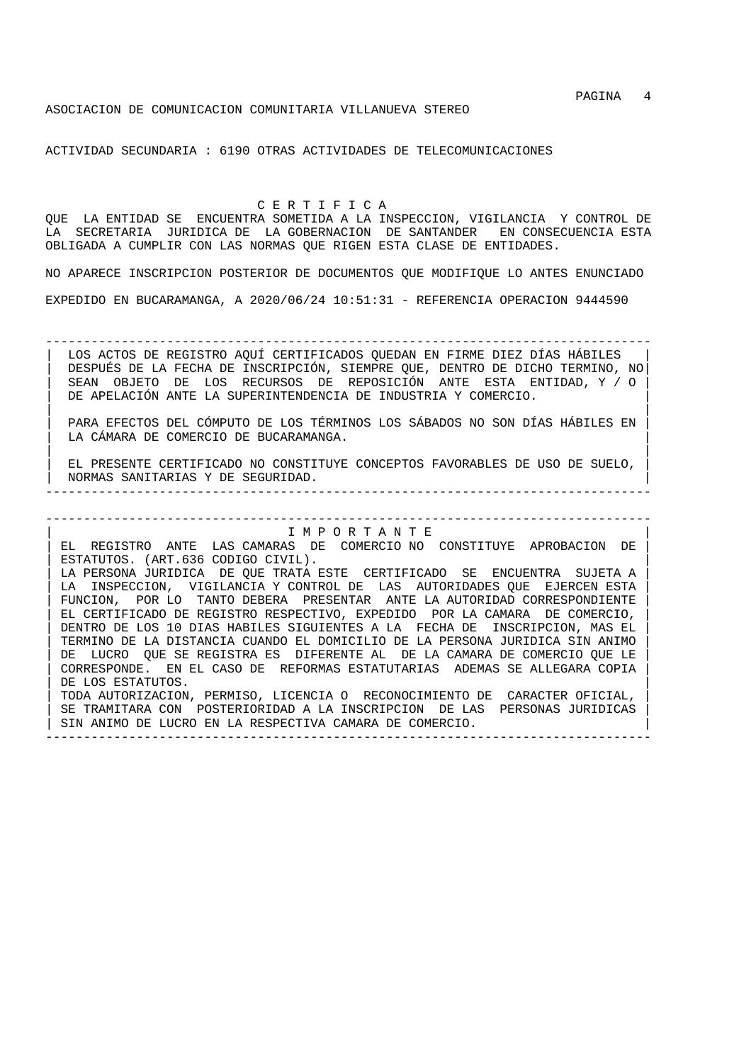ASOCIACION DE COMUNICACION COMUNITARIA VILLANUEVA STEREO

ACTIVIDAD SECUNDARIA : 6190 OTRAS ACTIVIDADES DE TELECOMUNICACIONES

## C E R T I F I C A

QUE LA ENTIDAD SE ENCUENTRA SOMETIDA A LA INSPECCION, VIGILANCIA Y CONTROL DE LA SECRETARIA JURIDICA DE LA GOBERNACION DE SANTANDER EN CONSECUENCIA ESTA OBLIGADA A CUMPLIR CON LAS NORMAS QUE RIGEN ESTA CLASE DE ENTIDADES.

NO APARECE INSCRIPCION POSTERIOR DE DOCUMENTOS QUE MODIFIQUE LO ANTES ENUNCIADO

EXPEDIDO EN BUCARAMANGA, A 2020/06/24 10:51:31 - REFERENCIA OPERACION 9444590

---

LOS ACTOS DE REGISTRO AQUÍ CERTIFICADOS QUEDAN EN FIRME DIEZ DÍAS HÁBILES DESPUÉS DE LA FECHA DE INSCRIPCIÓN, SIEMPRE QUE, DENTRO DE DICHO TERMINO, NO SEAN OBJETO DE LOS RECURSOS DE REPOSICIÓN ANTE ESTA ENTIDAD, Y / O DE APELACIÓN ANTE LA SUPERINTENDENCIA DE INDUSTRIA Y COMERCIO.

PARA EFECTOS DEL CÓMPUTO DE LOS TÉRMINOS LOS SÁBADOS NO SON DÍAS HÁBILES EN LA CÁMARA DE COMERCIO DE BUCARAMANGA.

EL PRESENTE CERTIFICADO NO CONSTITUYE CONCEPTOS FAVORABLES DE USO DE SUELO, NORMAS SANITARIAS Y DE SEGURIDAD.

---

### I M P O R T A N T E

EL REGISTRO ANTE LAS CAMARAS DE COMERCIO NO CONSTITUYE APROBACION DE ESTATUTOS. (ART.636 CODIGO CIVIL).
LA PERSONA JURIDICA DE QUE TRATA ESTE CERTIFICADO SE ENCUENTRA SUJETA A LA INSPECCION, VIGILANCIA Y CONTROL DE LAS AUTORIDADES QUE EJERCEN ESTA FUNCION, POR LO TANTO DEBERA PRESENTAR ANTE LA AUTORIDAD CORRESPONDIENTE EL CERTIFICADO DE REGISTRO RESPECTIVO, EXPEDIDO POR LA CAMARA DE COMERCIO, DENTRO DE LOS 10 DIAS HABILES SIGUIENTES A LA FECHA DE INSCRIPCION, MAS EL TERMINO DE LA DISTANCIA CUANDO EL DOMICILIO DE LA PERSONA JURIDICA SIN ANIMO DE LUCRO QUE SE REGISTRA ES DIFERENTE AL DE LA CAMARA DE COMERCIO QUE LE CORRESPONDE. EN EL CASO DE REFORMAS ESTATUTARIAS ADEMAS SE ALLEGARA COPIA DE LOS ESTATUTOS.
TODA AUTORIZACION, PERMISO, LICENCIA O RECONOCIMIENTO DE CARACTER OFICIAL, SE TRAMITARA CON POSTERIORIDAD A LA INSCRIPCION DE LAS PERSONAS JURIDICAS SIN ANIMO DE LUCRO EN LA RESPECTIVA CAMARA DE COMERCIO.

---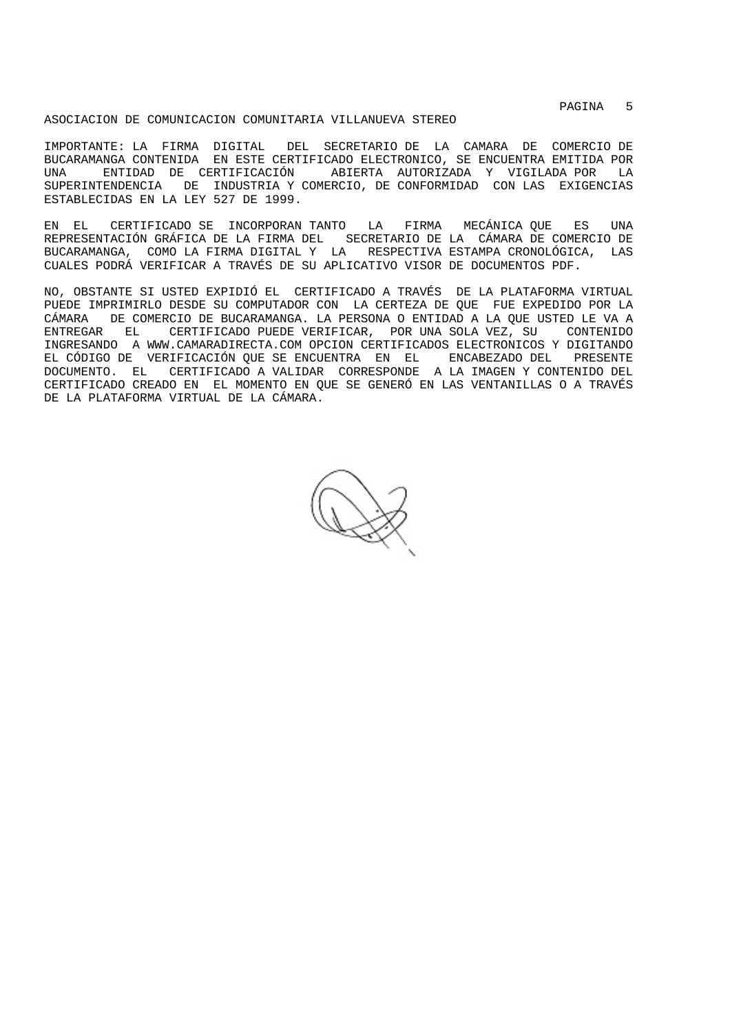ASOCIACION DE COMUNICACION COMUNITARIA VILLANUEVA STEREO

IMPORTANTE: LA FIRMA DIGITAL DEL SECRETARIO DE LA CAMARA DE COMERCIO DE BUCARAMANGA CONTENIDA EN ESTE CERTIFICADO ELECTRONICO, SE ENCUENTRA EMITIDA POR UNA ENTIDAD DE CERTIFICACIÓN ABIERTA AUTORIZADA Y VIGILADA POR LA SUPERINTENDENCIA DE INDUSTRIA Y COMERCIO, DE CONFORMIDAD CON LAS EXIGENCIAS ESTABLECIDAS EN LA LEY 527 DE 1999.

EN EL CERTIFICADO SE INCORPORAN TANTO LA FIRMA MECÁNICA QUE ES UNA REPRESENTACIÓN GRÁFICA DE LA FIRMA DEL SECRETARIO DE LA CÁMARA DE COMERCIO DE BUCARAMANGA, COMO LA FIRMA DIGITAL Y LA RESPECTIVA ESTAMPA CRONOLÓGICA, LAS CUALES PODRÁ VERIFICAR A TRAVÉS DE SU APLICATIVO VISOR DE DOCUMENTOS PDF.

NO, OBSTANTE SI USTED EXPIDIÓ EL CERTIFICADO A TRAVÉS DE LA PLATAFORMA VIRTUAL PUEDE IMPRIMIRLO DESDE SU COMPUTADOR CON LA CERTEZA DE QUE FUE EXPEDIDO POR LA CÁMARA DE COMERCIO DE BUCARAMANGA. LA PERSONA O ENTIDAD A LA QUE USTED LE VA A ENTREGAR EL CERTIFICADO PUEDE VERIFICAR, POR UNA SOLA VEZ, SU CONTENIDO INGRESANDO A WWW.CAMARADIRECTA.COM OPCION CERTIFICADOS ELECTRONICOS Y DIGITANDO EL CÓDIGO DE VERIFICACIÓN QUE SE ENCUENTRA EN EL ENCABEZADO DEL PRESENTE DOCUMENTO. EL CERTIFICADO A VALIDAR CORRESPONDE A LA IMAGEN Y CONTENIDO DEL CERTIFICADO CREADO EN EL MOMENTO EN QUE SE GENERÓ EN LAS VENTANILLAS O A TRAVÉS DE LA PLATAFORMA VIRTUAL DE LA CÁMARA.